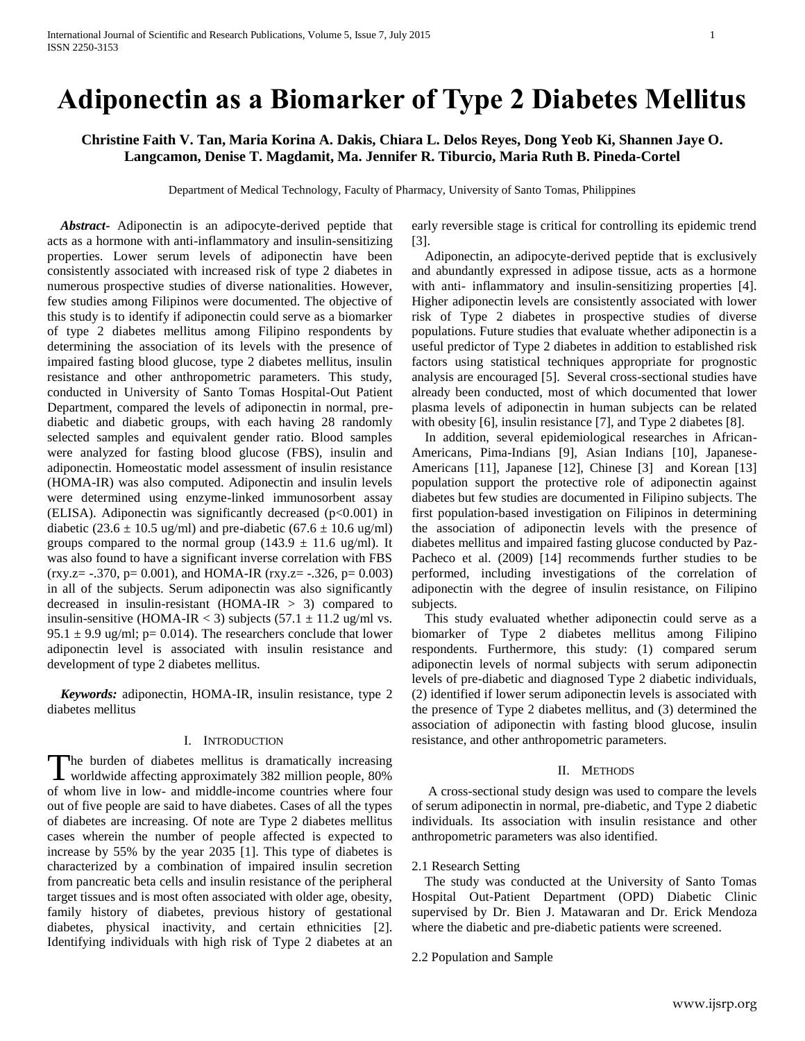# Adiponectin as a Biomarker of Type 2 Diabetes Mellitus

**Christine Faith V. Tan, Maria Korina A. Dakis, Chiara L. Delos Reyes, Dong Yeob Ki, Shannen Jaye O. Langcamon, Denise T. Magdamit, Ma. Jennifer R. Tiburcio, Maria Ruth B. Pineda-Cortel**

Department of Medical Technology, Faculty of Pharmacy, University of Santo Tomas, Philippines

***Abstract-*** Adiponectin is an adipocyte-derived peptide that acts as a hormone with anti-inflammatory and insulin-sensitizing properties. Lower serum levels of adiponectin have been consistently associated with increased risk of type 2 diabetes in numerous prospective studies of diverse nationalities. However, few studies among Filipinos were documented. The objective of this study is to identify if adiponectin could serve as a biomarker of type 2 diabetes mellitus among Filipino respondents by determining the association of its levels with the presence of impaired fasting blood glucose, type 2 diabetes mellitus, insulin resistance and other anthropometric parameters. This study, conducted in University of Santo Tomas Hospital-Out Patient Department, compared the levels of adiponectin in normal, pre-diabetic and diabetic groups, with each having 28 randomly selected samples and equivalent gender ratio. Blood samples were analyzed for fasting blood glucose (FBS), insulin and adiponectin. Homeostatic model assessment of insulin resistance (HOMA-IR) was also computed. Adiponectin and insulin levels were determined using enzyme-linked immunosorbent assay (ELISA). Adiponectin was significantly decreased ($p<0.001$) in diabetic ($23.6 \pm 10.5$ ug/ml) and pre-diabetic ($67.6 \pm 10.6$ ug/ml) groups compared to the normal group ($143.9 \pm 11.6$ ug/ml). It was also found to have a significant inverse correlation with FBS ($r_{xy.z}$= -.370, p= 0.001), and HOMA-IR ($r_{xy.z}$= -.326, p= 0.003) in all of the subjects. Serum adiponectin was also significantly decreased in insulin-resistant (HOMA-IR > 3) compared to insulin-sensitive (HOMA-IR < 3) subjects ($57.1 \pm 11.2$ ug/ml vs. $95.1 \pm 9.9$ ug/ml; p= 0.014). The researchers conclude that lower adiponectin level is associated with insulin resistance and development of type 2 diabetes mellitus.

***Keywords:*** adiponectin, HOMA-IR, insulin resistance, type 2 diabetes mellitus

## I. Introduction

The burden of diabetes mellitus is dramatically increasing worldwide affecting approximately 382 million people, 80% of whom live in low- and middle-income countries where four out of five people are said to have diabetes. Cases of all the types of diabetes are increasing. Of note are Type 2 diabetes mellitus cases wherein the number of people affected is expected to increase by 55% by the year 2035 [1]. This type of diabetes is characterized by a combination of impaired insulin secretion from pancreatic beta cells and insulin resistance of the peripheral target tissues and is most often associated with older age, obesity, family history of diabetes, previous history of gestational diabetes, physical inactivity, and certain ethnicities [2]. Identifying individuals with high risk of Type 2 diabetes at an early reversible stage is critical for controlling its epidemic trend [3].

Adiponectin, an adipocyte-derived peptide that is exclusively and abundantly expressed in adipose tissue, acts as a hormone with anti- inflammatory and insulin-sensitizing properties [4]. Higher adiponectin levels are consistently associated with lower risk of Type 2 diabetes in prospective studies of diverse populations. Future studies that evaluate whether adiponectin is a useful predictor of Type 2 diabetes in addition to established risk factors using statistical techniques appropriate for prognostic analysis are encouraged [5]. Several cross-sectional studies have already been conducted, most of which documented that lower plasma levels of adiponectin in human subjects can be related with obesity [6], insulin resistance [7], and Type 2 diabetes [8].

In addition, several epidemiological researches in African-Americans, Pima-Indians [9], Asian Indians [10], Japanese-Americans [11], Japanese [12], Chinese [3] and Korean [13] population support the protective role of adiponectin against diabetes but few studies are documented in Filipino subjects. The first population-based investigation on Filipinos in determining the association of adiponectin levels with the presence of diabetes mellitus and impaired fasting glucose conducted by Paz-Pacheco et al. (2009) [14] recommends further studies to be performed, including investigations of the correlation of adiponectin with the degree of insulin resistance, on Filipino subjects.

This study evaluated whether adiponectin could serve as a biomarker of Type 2 diabetes mellitus among Filipino respondents. Furthermore, this study: (1) compared serum adiponectin levels of normal subjects with serum adiponectin levels of pre-diabetic and diagnosed Type 2 diabetic individuals, (2) identified if lower serum adiponectin levels is associated with the presence of Type 2 diabetes mellitus, and (3) determined the association of adiponectin with fasting blood glucose, insulin resistance, and other anthropometric parameters.

## II. Methods

A cross-sectional study design was used to compare the levels of serum adiponectin in normal, pre-diabetic, and Type 2 diabetic individuals. Its association with insulin resistance and other anthropometric parameters was also identified.

### 2.1 Research Setting

The study was conducted at the University of Santo Tomas Hospital Out-Patient Department (OPD) Diabetic Clinic supervised by Dr. Bien J. Matawaran and Dr. Erick Mendoza where the diabetic and pre-diabetic patients were screened.

### 2.2 Population and Sample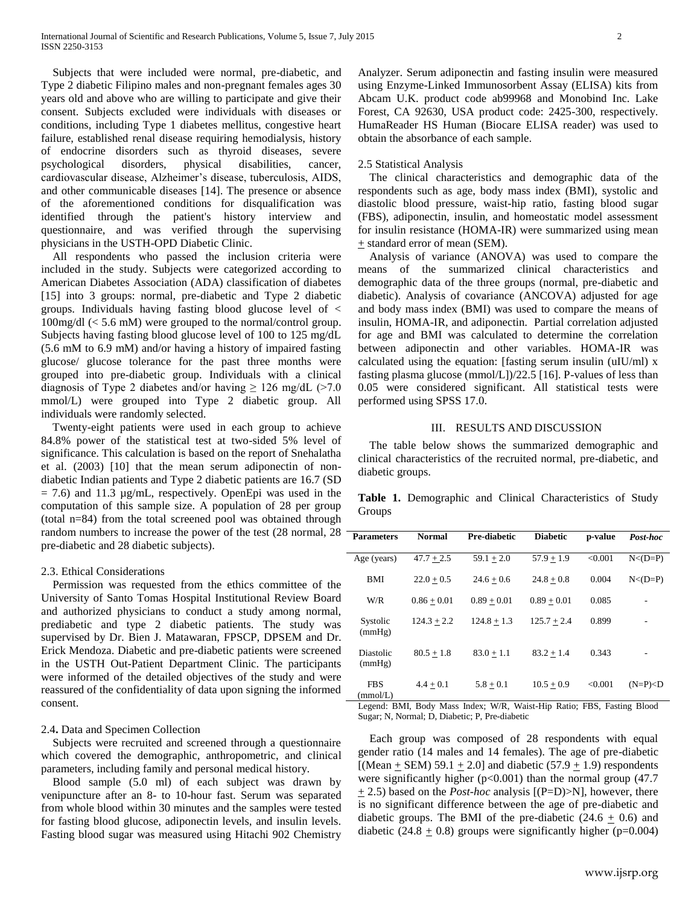Subjects that were included were normal, pre-diabetic, and Type 2 diabetic Filipino males and non-pregnant females ages 30 years old and above who are willing to participate and give their consent. Subjects excluded were individuals with diseases or conditions, including Type 1 diabetes mellitus, congestive heart failure, established renal disease requiring hemodialysis, history of endocrine disorders such as thyroid diseases, severe psychological disorders, physical disabilities, cancer, cardiovascular disease, Alzheimer's disease, tuberculosis, AIDS, and other communicable diseases [14]. The presence or absence of the aforementioned conditions for disqualification was identified through the patient's history interview and questionnaire, and was verified through the supervising physicians in the USTH-OPD Diabetic Clinic.

All respondents who passed the inclusion criteria were included in the study. Subjects were categorized according to American Diabetes Association (ADA) classification of diabetes [15] into 3 groups: normal, pre-diabetic and Type 2 diabetic groups. Individuals having fasting blood glucose level of < 100mg/dl (< 5.6 mM) were grouped to the normal/control group. Subjects having fasting blood glucose level of 100 to 125 mg/dL (5.6 mM to 6.9 mM) and/or having a history of impaired fasting glucose/ glucose tolerance for the past three months were grouped into pre-diabetic group. Individuals with a clinical diagnosis of Type 2 diabetes and/or having ≥ 126 mg/dL (>7.0 mmol/L) were grouped into Type 2 diabetic group. All individuals were randomly selected.

Twenty-eight patients were used in each group to achieve 84.8% power of the statistical test at two-sided 5% level of significance. This calculation is based on the report of Snehalatha et al. (2003) [10] that the mean serum adiponectin of non-diabetic Indian patients and Type 2 diabetic patients are 16.7 (SD = 7.6) and 11.3 µg/mL, respectively. OpenEpi was used in the computation of this sample size. A population of 28 per group (total n=84) from the total screened pool was obtained through random numbers to increase the power of the test (28 normal, 28 pre-diabetic and 28 diabetic subjects).

### 2.3. Ethical Considerations

Permission was requested from the ethics committee of the University of Santo Tomas Hospital Institutional Review Board and authorized physicians to conduct a study among normal, prediabetic and type 2 diabetic patients. The study was supervised by Dr. Bien J. Matawaran, FPSCP, DPSEM and Dr. Erick Mendoza. Diabetic and pre-diabetic patients were screened in the USTH Out-Patient Department Clinic. The participants were informed of the detailed objectives of the study and were reassured of the confidentiality of data upon signing the informed consent.

### 2.4. Data and Specimen Collection

Subjects were recruited and screened through a questionnaire which covered the demographic, anthropometric, and clinical parameters, including family and personal medical history.

Blood sample (5.0 ml) of each subject was drawn by venipuncture after an 8- to 10-hour fast. Serum was separated from whole blood within 30 minutes and the samples were tested for fasting blood glucose, adiponectin levels, and insulin levels. Fasting blood sugar was measured using Hitachi 902 Chemistry Analyzer. Serum adiponectin and fasting insulin were measured using Enzyme-Linked Immunosorbent Assay (ELISA) kits from Abcam U.K. product code ab99968 and Monobind Inc. Lake Forest, CA 92630, USA product code: 2425-300, respectively. HumaReader HS Human (Biocare ELISA reader) was used to obtain the absorbance of each sample.

### 2.5 Statistical Analysis

The clinical characteristics and demographic data of the respondents such as age, body mass index (BMI), systolic and diastolic blood pressure, waist-hip ratio, fasting blood sugar (FBS), adiponectin, insulin, and homeostatic model assessment for insulin resistance (HOMA-IR) were summarized using mean ± standard error of mean (SEM).

Analysis of variance (ANOVA) was used to compare the means of the summarized clinical characteristics and demographic data of the three groups (normal, pre-diabetic and diabetic). Analysis of covariance (ANCOVA) adjusted for age and body mass index (BMI) was used to compare the means of insulin, HOMA-IR, and adiponectin. Partial correlation adjusted for age and BMI was calculated to determine the correlation between adiponectin and other variables. HOMA-IR was calculated using the equation: [fasting serum insulin (uIU/ml) x fasting plasma glucose (mmol/L])/22.5 [16]. P-values of less than 0.05 were considered significant. All statistical tests were performed using SPSS 17.0.

## III. RESULTS AND DISCUSSION

The table below shows the summarized demographic and clinical characteristics of the recruited normal, pre-diabetic, and diabetic groups.

**Table 1.** Demographic and Clinical Characteristics of Study Groups

| Parameters | Normal | Pre-diabetic | Diabetic | p-value | *Post-hoc* |
|---|---|---|---|---|---|
| Age (years) | 47.7 ± 2.5 | 59.1 ± 2.0 | 57.9 ± 1.9 | <0.001 | N<(D=P) |
| BMI | 22.0 ± 0.5 | 24.6 ± 0.6 | 24.8 ± 0.8 | 0.004 | N<(D=P) |
| W/R | 0.86 ± 0.01 | 0.89 ± 0.01 | 0.89 ± 0.01 | 0.085 | - |
| Systolic (mmHg) | 124.3 ± 2.2 | 124.8 ± 1.3 | 125.7 ± 2.4 | 0.899 | - |
| Diastolic (mmHg) | 80.5 ± 1.8 | 83.0 ± 1.1 | 83.2 ± 1.4 | 0.343 | - |
| FBS (mmol/L) | 4.4 ± 0.1 | 5.8 ± 0.1 | 10.5 ± 0.9 | <0.001 | (N=P)<D |

Legend: BMI, Body Mass Index; W/R, Waist-Hip Ratio; FBS, Fasting Blood Sugar; N, Normal; D, Diabetic; P, Pre-diabetic

Each group was composed of 28 respondents with equal gender ratio (14 males and 14 females). The age of pre-diabetic [(Mean ± SEM) 59.1 ± 2.0] and diabetic (57.9 ± 1.9) respondents were significantly higher ($p<0.001$) than the normal group (47.7 ± 2.5) based on the *Post-hoc* analysis [(P=D)>N], however, there is no significant difference between the age of pre-diabetic and diabetic groups. The BMI of the pre-diabetic (24.6 ± 0.6) and diabetic (24.8 ± 0.8) groups were significantly higher ($p=0.004$)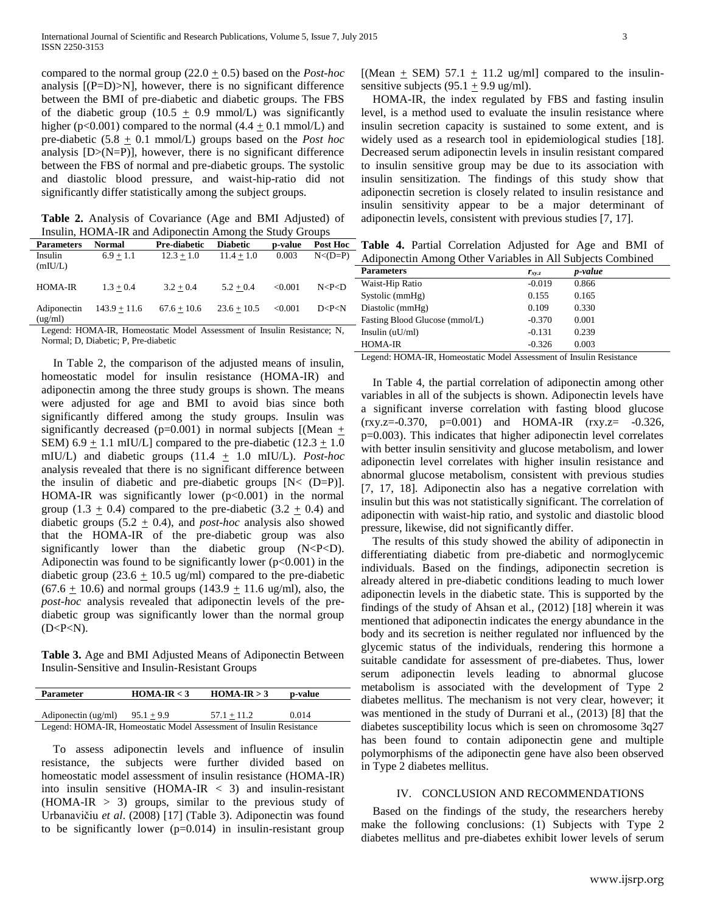compared to the normal group (22.0 + 0.5) based on the *Post-hoc* analysis [(P=D)>N], however, there is no significant difference between the BMI of pre-diabetic and diabetic groups. The FBS of the diabetic group (10.5 + 0.9 mmol/L) was significantly higher (p<0.001) compared to the normal (4.4 + 0.1 mmol/L) and pre-diabetic (5.8 + 0.1 mmol/L) groups based on the *Post hoc* analysis [D>(N=P)], however, there is no significant difference between the FBS of normal and pre-diabetic groups. The systolic and diastolic blood pressure, and waist-hip-ratio did not significantly differ statistically among the subject groups.

**Table 2.** Analysis of Covariance (Age and BMI Adjusted) of Insulin, HOMA-IR and Adiponectin Among the Study Groups

| Parameters | Normal | Pre-diabetic | Diabetic | p-value | Post Hoc |
|---|---|---|---|---|---|
| Insulin (mIU/L) | 6.9 + 1.1 | 12.3 + 1.0 | 11.4 + 1.0 | 0.003 | N<(D=P) |
| HOMA-IR | 1.3 + 0.4 | 3.2 + 0.4 | 5.2 + 0.4 | <0.001 | N<P<D |
| Adiponectin (ug/ml) | 143.9 + 11.6 | 67.6 + 10.6 | 23.6 + 10.5 | <0.001 | D<P<N |

Legend: HOMA-IR, Homeostatic Model Assessment of Insulin Resistance; N, Normal; D, Diabetic; P, Pre-diabetic

In Table 2, the comparison of the adjusted means of insulin, homeostatic model for insulin resistance (HOMA-IR) and adiponectin among the three study groups is shown. The means were adjusted for age and BMI to avoid bias since both significantly differed among the study groups. Insulin was significantly decreased (p=0.001) in normal subjects [(Mean + SEM) 6.9 + 1.1 mIU/L] compared to the pre-diabetic (12.3 + 1.0 mIU/L) and diabetic groups (11.4 + 1.0 mIU/L). *Post-hoc* analysis revealed that there is no significant difference between the insulin of diabetic and pre-diabetic groups [N< (D=P)]. HOMA-IR was significantly lower (p<0.001) in the normal group (1.3 + 0.4) compared to the pre-diabetic (3.2 + 0.4) and diabetic groups (5.2 + 0.4), and *post-hoc* analysis also showed that the HOMA-IR of the pre-diabetic group was also significantly lower than the diabetic group (N<P<D). Adiponectin was found to be significantly lower (p<0.001) in the diabetic group (23.6 + 10.5 ug/ml) compared to the pre-diabetic (67.6 + 10.6) and normal groups (143.9 + 11.6 ug/ml), also, the *post-hoc* analysis revealed that adiponectin levels of the pre-diabetic group was significantly lower than the normal group (D<P<N).

**Table 3.** Age and BMI Adjusted Means of Adiponectin Between Insulin-Sensitive and Insulin-Resistant Groups

| Parameter | HOMA-IR < 3 | HOMA-IR > 3 | p-value |
|---|---|---|---|
| Adiponectin (ug/ml) | 95.1 + 9.9 | 57.1 + 11.2 | 0.014 |

Legend: HOMA-IR, Homeostatic Model Assessment of Insulin Resistance

To assess adiponectin levels and influence of insulin resistance, the subjects were further divided based on homeostatic model assessment of insulin resistance (HOMA-IR) into insulin sensitive (HOMA-IR < 3) and insulin-resistant (HOMA-IR > 3) groups, similar to the previous study of Urbanavičiu *et al*. (2008) [17] (Table 3). Adiponectin was found to be significantly lower (p=0.014) in insulin-resistant group [(Mean + SEM) 57.1 + 11.2 ug/ml] compared to the insulin-sensitive subjects (95.1 + 9.9 ug/ml).

HOMA-IR, the index regulated by FBS and fasting insulin level, is a method used to evaluate the insulin resistance where insulin secretion capacity is sustained to some extent, and is widely used as a research tool in epidemiological studies [18]. Decreased serum adiponectin levels in insulin resistant compared to insulin sensitive group may be due to its association with insulin sensitization. The findings of this study show that adiponectin secretion is closely related to insulin resistance and insulin sensitivity appear to be a major determinant of adiponectin levels, consistent with previous studies [7, 17].

**Table 4.** Partial Correlation Adjusted for Age and BMI of Adiponectin Among Other Variables in All Subjects Combined

| Parameters | $r_{xy.z}$ | *p-value* |
|---|---|---|
| Waist-Hip Ratio | -0.019 | 0.866 |
| Systolic (mmHg) | 0.155 | 0.165 |
| Diastolic (mmHg) | 0.109 | 0.330 |
| Fasting Blood Glucose (mmol/L) | -0.370 | 0.001 |
| Insulin (uU/ml) | -0.131 | 0.239 |
| HOMA-IR | -0.326 | 0.003 |

Legend: HOMA-IR, Homeostatic Model Assessment of Insulin Resistance

In Table 4, the partial correlation of adiponectin among other variables in all of the subjects is shown. Adiponectin levels have a significant inverse correlation with fasting blood glucose (rxy.z=-0.370, p=0.001) and HOMA-IR (rxy.z= -0.326, p=0.003). This indicates that higher adiponectin level correlates with better insulin sensitivity and glucose metabolism, and lower adiponectin level correlates with higher insulin resistance and abnormal glucose metabolism, consistent with previous studies [7, 17, 18]. Adiponectin also has a negative correlation with insulin but this was not statistically significant. The correlation of adiponectin with waist-hip ratio, and systolic and diastolic blood pressure, likewise, did not significantly differ.

The results of this study showed the ability of adiponectin in differentiating diabetic from pre-diabetic and normoglycemic individuals. Based on the findings, adiponectin secretion is already altered in pre-diabetic conditions leading to much lower adiponectin levels in the diabetic state. This is supported by the findings of the study of Ahsan et al., (2012) [18] wherein it was mentioned that adiponectin indicates the energy abundance in the body and its secretion is neither regulated nor influenced by the glycemic status of the individuals, rendering this hormone a suitable candidate for assessment of pre-diabetes. Thus, lower serum adiponectin levels leading to abnormal glucose metabolism is associated with the development of Type 2 diabetes mellitus. The mechanism is not very clear, however; it was mentioned in the study of Durrani et al., (2013) [8] that the diabetes susceptibility locus which is seen on chromosome 3q27 has been found to contain adiponectin gene and multiple polymorphisms of the adiponectin gene have also been observed in Type 2 diabetes mellitus.

## IV. CONCLUSION AND RECOMMENDATIONS

Based on the findings of the study, the researchers hereby make the following conclusions: (1) Subjects with Type 2 diabetes mellitus and pre-diabetes exhibit lower levels of serum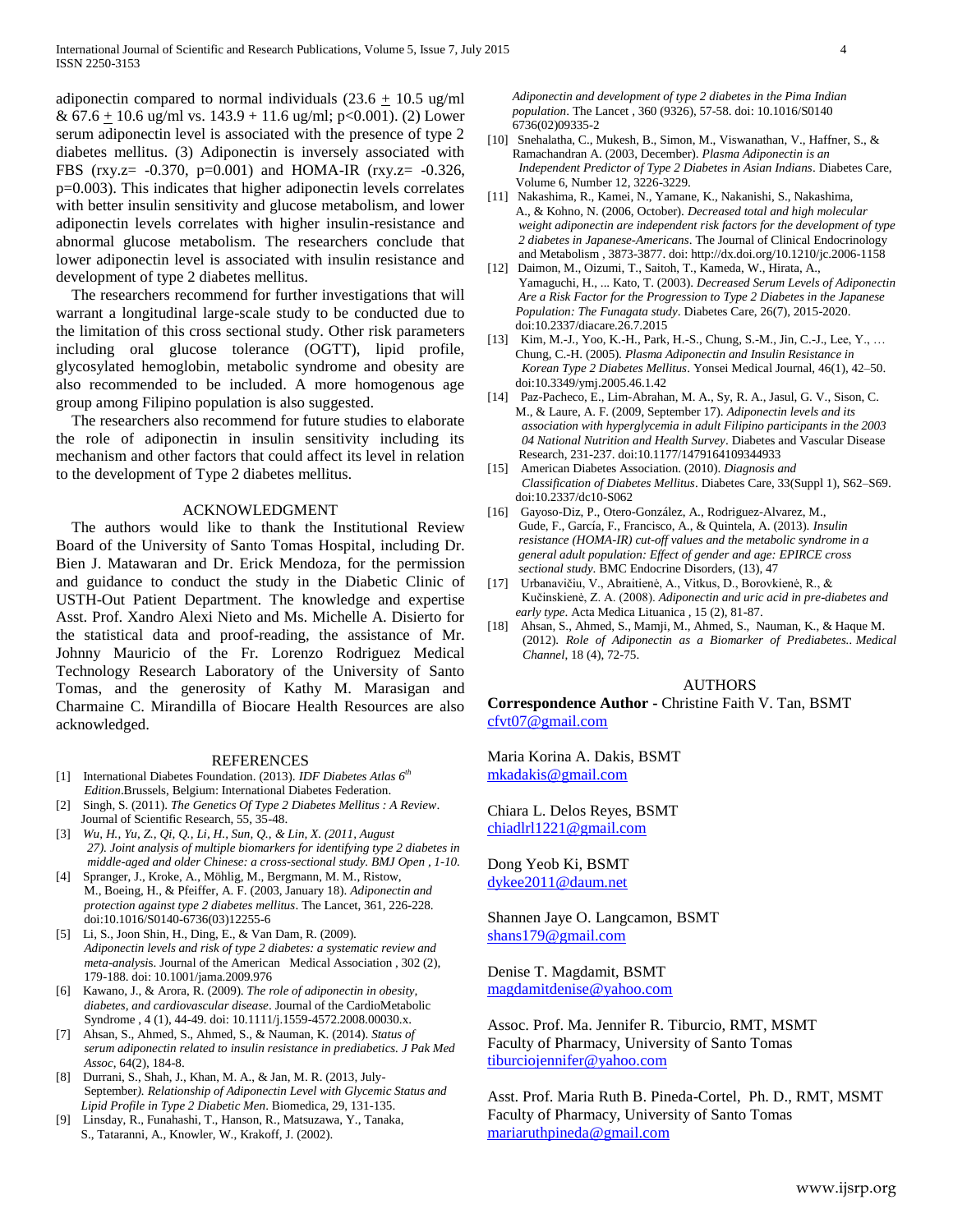adiponectin compared to normal individuals (23.6 ± 10.5 ug/ml & 67.6 ± 10.6 ug/ml vs. 143.9 + 11.6 ug/ml; p<0.001). (2) Lower serum adiponectin level is associated with the presence of type 2 diabetes mellitus. (3) Adiponectin is inversely associated with FBS (rxy.z= -0.370, p=0.001) and HOMA-IR (rxy.z= -0.326, p=0.003). This indicates that higher adiponectin levels correlates with better insulin sensitivity and glucose metabolism, and lower adiponectin levels correlates with higher insulin-resistance and abnormal glucose metabolism. The researchers conclude that lower adiponectin level is associated with insulin resistance and development of type 2 diabetes mellitus.

The researchers recommend for further investigations that will warrant a longitudinal large-scale study to be conducted due to the limitation of this cross sectional study. Other risk parameters including oral glucose tolerance (OGTT), lipid profile, glycosylated hemoglobin, metabolic syndrome and obesity are also recommended to be included. A more homogenous age group among Filipino population is also suggested.

The researchers also recommend for future studies to elaborate the role of adiponectin in insulin sensitivity including its mechanism and other factors that could affect its level in relation to the development of Type 2 diabetes mellitus.

## ACKNOWLEDGMENT

The authors would like to thank the Institutional Review Board of the University of Santo Tomas Hospital, including Dr. Bien J. Matawaran and Dr. Erick Mendoza, for the permission and guidance to conduct the study in the Diabetic Clinic of USTH-Out Patient Department. The knowledge and expertise Asst. Prof. Xandro Alexi Nieto and Ms. Michelle A. Disierto for the statistical data and proof-reading, the assistance of Mr. Johnny Mauricio of the Fr. Lorenzo Rodriguez Medical Technology Research Laboratory of the University of Santo Tomas, and the generosity of Kathy M. Marasigan and Charmaine C. Mirandilla of Biocare Health Resources are also acknowledged.

## REFERENCES

[1] International Diabetes Foundation. (2013). *IDF Diabetes Atlas 6th Edition*.Brussels, Belgium: International Diabetes Federation.

[2] Singh, S. (2011). *The Genetics Of Type 2 Diabetes Mellitus : A Review*. Journal of Scientific Research, 55, 35-48.

[3] *Wu, H., Yu, Z., Qi, Q., Li, H., Sun, Q., & Lin, X. (2011, August 27). Joint analysis of multiple biomarkers for identifying type 2 diabetes in middle-aged and older Chinese: a cross-sectional study. BMJ Open , 1-10.*

[4] Spranger, J., Kroke, A., Möhlig, M., Bergmann, M. M., Ristow, M., Boeing, H., & Pfeiffer, A. F. (2003, January 18). *Adiponectin and protection against type 2 diabetes mellitus*. The Lancet, 361, 226-228. doi:10.1016/S0140-6736(03)12255-6

[5] Li, S., Joon Shin, H., Ding, E., & Van Dam, R. (2009). *Adiponectin levels and risk of type 2 diabetes: a systematic review and meta-analysis*. Journal of the American Medical Association , 302 (2), 179-188. doi: 10.1001/jama.2009.976

[6] Kawano, J., & Arora, R. (2009). *The role of adiponectin in obesity, diabetes, and cardiovascular disease*. Journal of the CardioMetabolic Syndrome , 4 (1), 44-49. doi: 10.1111/j.1559-4572.2008.00030.x.

[7] Ahsan, S., Ahmed, S., Ahmed, S., & Nauman, K. (2014). *Status of serum adiponectin related to insulin resistance in prediabetics. J Pak Med Assoc*, 64(2), 184-8.

[8] Durrani, S., Shah, J., Khan, M. A., & Jan, M. R. (2013, July-September*). Relationship of Adiponectin Level with Glycemic Status and Lipid Profile in Type 2 Diabetic Men*. Biomedica, 29, 131-135.

[9] Linsday, R., Funahashi, T., Hanson, R., Matsuzawa, Y., Tanaka, S., Tataranni, A., Knowler, W., Krakoff, J. (2002). *Adiponectin and development of type 2 diabetes in the Pima Indian population*. The Lancet , 360 (9326), 57-58. doi: 10.1016/S0140 6736(02)09335-2

[10] Snehalatha, C., Mukesh, B., Simon, M., Viswanathan, V., Haffner, S., & Ramachandran A. (2003, December). *Plasma Adiponectin is an Independent Predictor of Type 2 Diabetes in Asian Indians*. Diabetes Care, Volume 6, Number 12, 3226-3229.

[11] Nakashima, R., Kamei, N., Yamane, K., Nakanishi, S., Nakashima, A., & Kohno, N. (2006, October). *Decreased total and high molecular weight adiponectin are independent risk factors for the development of type 2 diabetes in Japanese-Americans*. The Journal of Clinical Endocrinology and Metabolism , 3873-3877. doi: http://dx.doi.org/10.1210/jc.2006-1158

[12] Daimon, M., Oizumi, T., Saitoh, T., Kameda, W., Hirata, A., Yamaguchi, H., ... Kato, T. (2003). *Decreased Serum Levels of Adiponectin Are a Risk Factor for the Progression to Type 2 Diabetes in the Japanese Population: The Funagata study*. Diabetes Care, 26(7), 2015-2020. doi:10.2337/diacare.26.7.2015

[13] Kim, M.-J., Yoo, K.-H., Park, H.-S., Chung, S.-M., Jin, C.-J., Lee, Y., … Chung, C.-H. (2005). *Plasma Adiponectin and Insulin Resistance in Korean Type 2 Diabetes Mellitus*. Yonsei Medical Journal, 46(1), 42–50. doi:10.3349/ymj.2005.46.1.42

[14] Paz-Pacheco, E., Lim-Abrahan, M. A., Sy, R. A., Jasul, G. V., Sison, C. M., & Laure, A. F. (2009, September 17). *Adiponectin levels and its association with hyperglycemia in adult Filipino participants in the 2003 04 National Nutrition and Health Survey*. Diabetes and Vascular Disease Research, 231-237. doi:10.1177/1479164109344933

[15] American Diabetes Association. (2010). *Diagnosis and Classification of Diabetes Mellitus*. Diabetes Care, 33(Suppl 1), S62–S69. doi:10.2337/dc10-S062

[16] Gayoso-Diz, P., Otero-González, A., Rodriguez-Alvarez, M., Gude, F., García, F., Francisco, A., & Quintela, A. (2013). *Insulin resistance (HOMA-IR) cut-off values and the metabolic syndrome in a general adult population: Effect of gender and age: EPIRCE cross sectional study*. BMC Endocrine Disorders, (13), 47

[17] Urbanavičiu, V., Abraitienė, A., Vitkus, D., Borovkienė, R., & Kučinskienė, Z. A. (2008). *Adiponectin and uric acid in pre-diabetes and early type.* Acta Medica Lituanica , 15 (2), 81-87.

[18] Ahsan, S., Ahmed, S., Mamji, M., Ahmed, S., Nauman, K., & Haque M. (2012). *Role of Adiponectin as a Biomarker of Prediabetes.. Medical Channel*, 18 (4), 72-75.

## AUTHORS

**Correspondence Author -** Christine Faith V. Tan, BSMT
cfvt07@gmail.com

Maria Korina A. Dakis, BSMT
mkadakis@gmail.com

Chiara L. Delos Reyes, BSMT
chiadlrl1221@gmail.com

Dong Yeob Ki, BSMT
dykee2011@daum.net

Shannen Jaye O. Langcamon, BSMT
shans179@gmail.com

Denise T. Magdamit, BSMT
magdamitdenise@yahoo.com

Assoc. Prof. Ma. Jennifer R. Tiburcio, RMT, MSMT
Faculty of Pharmacy, University of Santo Tomas
tiburciojennifer@yahoo.com

Asst. Prof. Maria Ruth B. Pineda-Cortel, Ph. D., RMT, MSMT
Faculty of Pharmacy, University of Santo Tomas
mariaruthpineda@gmail.com